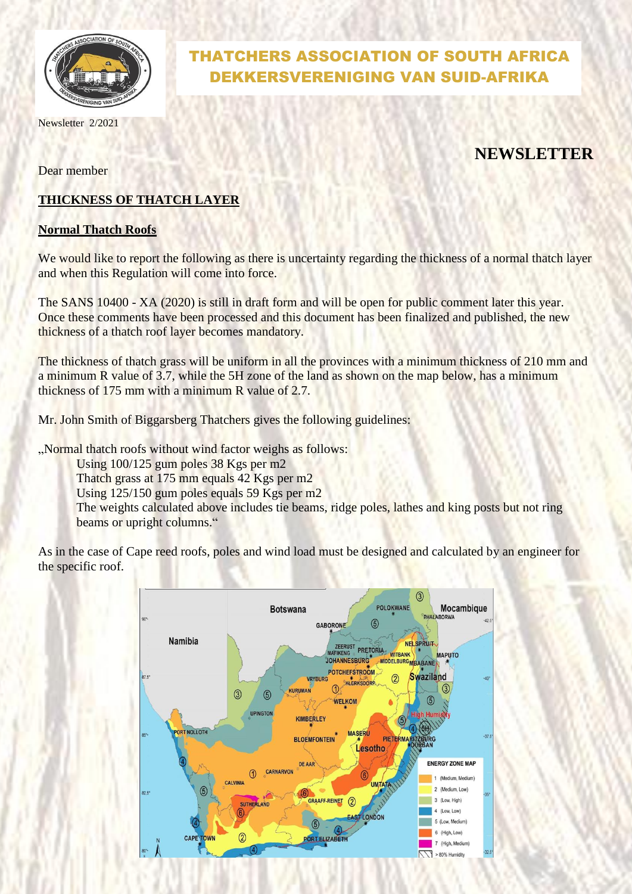# THATCHERS ASSOCIATION OF SOUTH AFRICA
# DEKKERSVERENIGING VAN SUID-AFRIKA

Newsletter 2/2021

## NEWSLETTER

Dear member

**THICKNESS OF THATCH LAYER**

**Normal Thatch Roofs**

We would like to report the following as there is uncertainty regarding the thickness of a normal thatch layer and when this Regulation will come into force.

The SANS 10400 - XA (2020) is still in draft form and will be open for public comment later this year. Once these comments have been processed and this document has been finalized and published, the new thickness of a thatch roof layer becomes mandatory.

The thickness of thatch grass will be uniform in all the provinces with a minimum thickness of 210 mm and a minimum R value of 3.7, while the 5H zone of the land as shown on the map below, has a minimum thickness of 175 mm with a minimum R value of 2.7.

Mr. John Smith of Biggarsberg Thatchers gives the following guidelines:

„Normal thatch roofs without wind factor weighs as follows:

Using 100/125 gum poles 38 Kgs per m2
Thatch grass at 175 mm equals 42 Kgs per m2
Using 125/150 gum poles equals 59 Kgs per m2
The weights calculated above includes tie beams, ridge poles, lathes and king posts but not ring beams or upright columns."

As in the case of Cape reed roofs, poles and wind load must be designed and calculated by an engineer for the specific roof.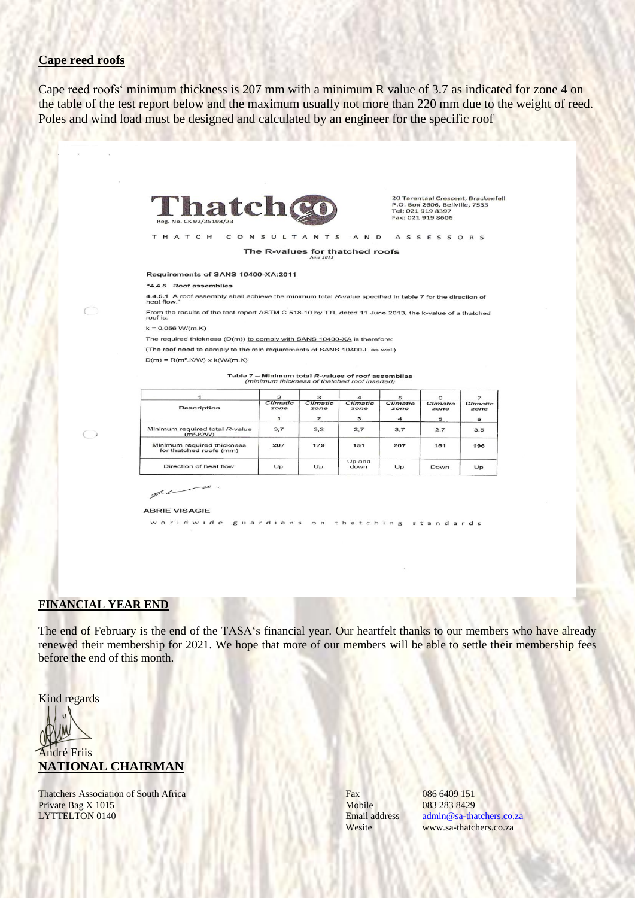## Cape reed roofs

Cape reed roofs' minimum thickness is 207 mm with a minimum R value of 3.7 as indicated for zone 4 on the table of the test report below and the maximum usually not more than 220 mm due to the weight of reed. Poles and wind load must be designed and calculated by an engineer for the specific roof

**Thatchco**
Reg. No. CK 92/25198/23

20 Tarentaal Crescent, Brackenfell
P.O. Box 2606, Bellville, 7535
Tel: 021 919 8397
Fax: 021 919 8606

THATCH CONSULTANTS AND ASSESSORS

### The R-values for thatched roofs

*June 2013*

**Requirements of SANS 10400-XA:2011**

**"4.4.5 Roof assemblies**

**4.4.5.1** A roof assembly shall achieve the minimum total *R*-value specified in table 7 for the direction of heat flow."

From the results of the test report ASTM C 518-10 by TTL dated 11 June 2013, the k-value of a thatched roof is:

$k = 0.056$ W/(m.K)

The required thickness (D(m)) to comply with SANS 10400-XA is therefore:

(The roof need to comply to the min requirements of SANS 10400-L as well)

$D(m) = R(m^2.K/W) \times k(W/(m.K)$

**Table 7 — Minimum total *R*-values of roof assemblies**
*(minimum thickness of thatched roof inserted)*

| 1 | 2 | 3 | 4 | 5 | 6 | 7 |
|---|---|---|---|---|---|---|
| Description | *Climatic zone* 1 | *Climatic zone* 2 | *Climatic zone* 3 | *Climatic zone* 4 | *Climatic zone* 5 | *Climatic zone* 6 |
| Minimum required total *R*-value ($m^2$.K/W) | 3,7 | 3,2 | 2,7 | 3,7 | 2,7 | 3,5 |
| Minimum required thickness for thatched roofs (mm) | 207 | 179 | 151 | 207 | 151 | 196 |
| Direction of heat flow | Up | Up | Up and down | Up | Down | Up |

ABRIE VISAGIE

worldwide guardians on thatching standards

## FINANCIAL YEAR END

The end of February is the end of the TASA's financial year. Our heartfelt thanks to our members who have already renewed their membership for 2021. We hope that more of our members will be able to settle their membership fees before the end of this month.

Kind regards

André Friis
**NATIONAL CHAIRMAN**

Thatchers Association of South Africa
Private Bag X 1015
LYTTELTON 0140

Fax 086 6409 151
Mobile 083 283 8429
Email address admin@sa-thatchers.co.za
Wesite www.sa-thatchers.co.za